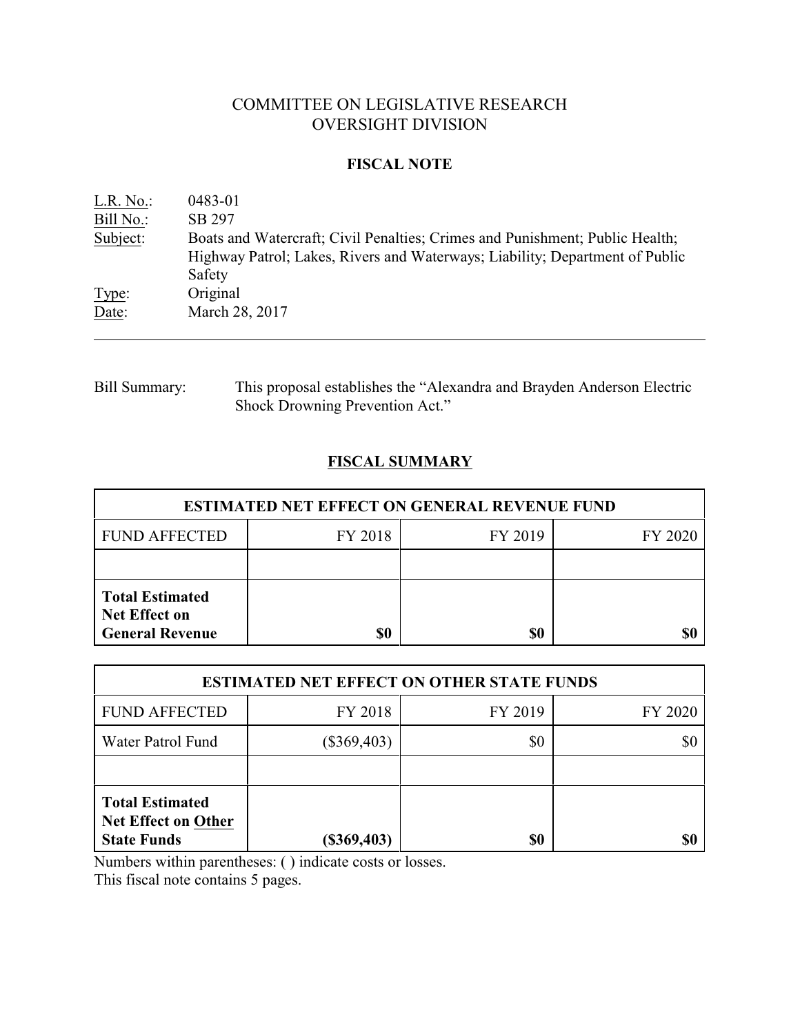COMMITTEE ON LEGISLATIVE RESEARCH
OVERSIGHT DIVISION

**FISCAL NOTE**

L.R. No.: 0483-01
Bill No.: SB 297
Subject: Boats and Watercraft; Civil Penalties; Crimes and Punishment; Public Health; Highway Patrol; Lakes, Rivers and Waterways; Liability; Department of Public Safety
Type: Original
Date: March 28, 2017

Bill Summary: This proposal establishes the "Alexandra and Brayden Anderson Electric Shock Drowning Prevention Act."

## FISCAL SUMMARY

| ESTIMATED NET EFFECT ON GENERAL REVENUE FUND | | | |
|---|---|---|---|
| FUND AFFECTED | FY 2018 | FY 2019 | FY 2020 |
| | | | |
| **Total Estimated Net Effect on General Revenue** | **$0** | **$0** | **$0** |

| ESTIMATED NET EFFECT ON OTHER STATE FUNDS | | | |
|---|---|---|---|
| FUND AFFECTED | FY 2018 | FY 2019 | FY 2020 |
| Water Patrol Fund | ($369,403) | $0 | $0 |
| | | | |
| **Total Estimated Net Effect on Other State Funds** | **($369,403)** | **$0** | **$0** |

Numbers within parentheses: ( ) indicate costs or losses.
This fiscal note contains 5 pages.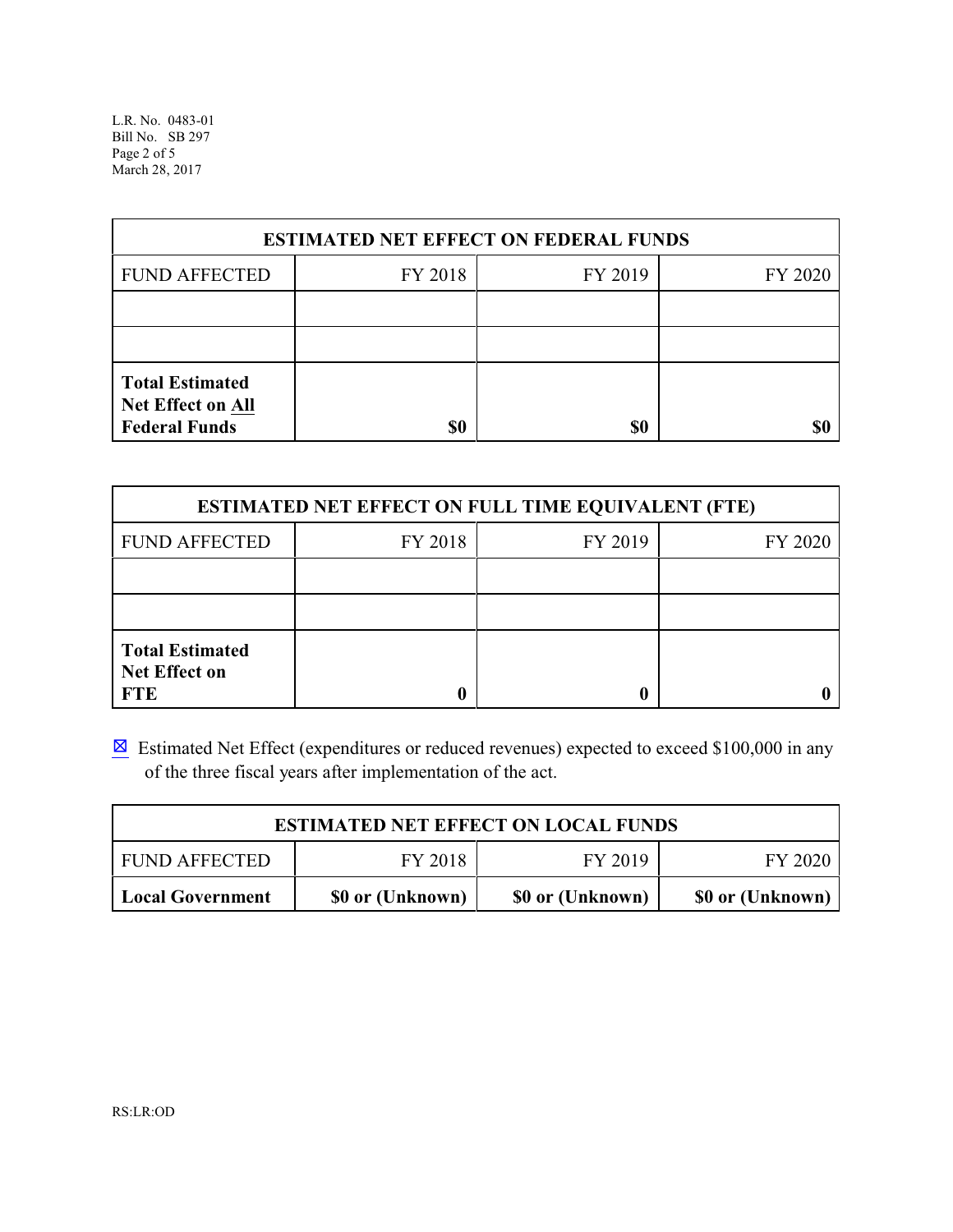| ESTIMATED NET EFFECT ON FEDERAL FUNDS | | | |
|---|---|---|---|
| FUND AFFECTED | FY 2018 | FY 2019 | FY 2020 |
| | | | |
| | | | |
| **Total Estimated Net Effect on All Federal Funds** | **$0** | **$0** | **$0** |

| ESTIMATED NET EFFECT ON FULL TIME EQUIVALENT (FTE) | | | |
|---|---|---|---|
| FUND AFFECTED | FY 2018 | FY 2019 | FY 2020 |
| | | | |
| | | | |
| **Total Estimated Net Effect on FTE** | **0** | **0** | **0** |

☒ Estimated Net Effect (expenditures or reduced revenues) expected to exceed $100,000 in any of the three fiscal years after implementation of the act.

| ESTIMATED NET EFFECT ON LOCAL FUNDS | | | |
|---|---|---|---|
| FUND AFFECTED | FY 2018 | FY 2019 | FY 2020 |
| **Local Government** | **$0 or (Unknown)** | **$0 or (Unknown)** | **$0 or (Unknown)** |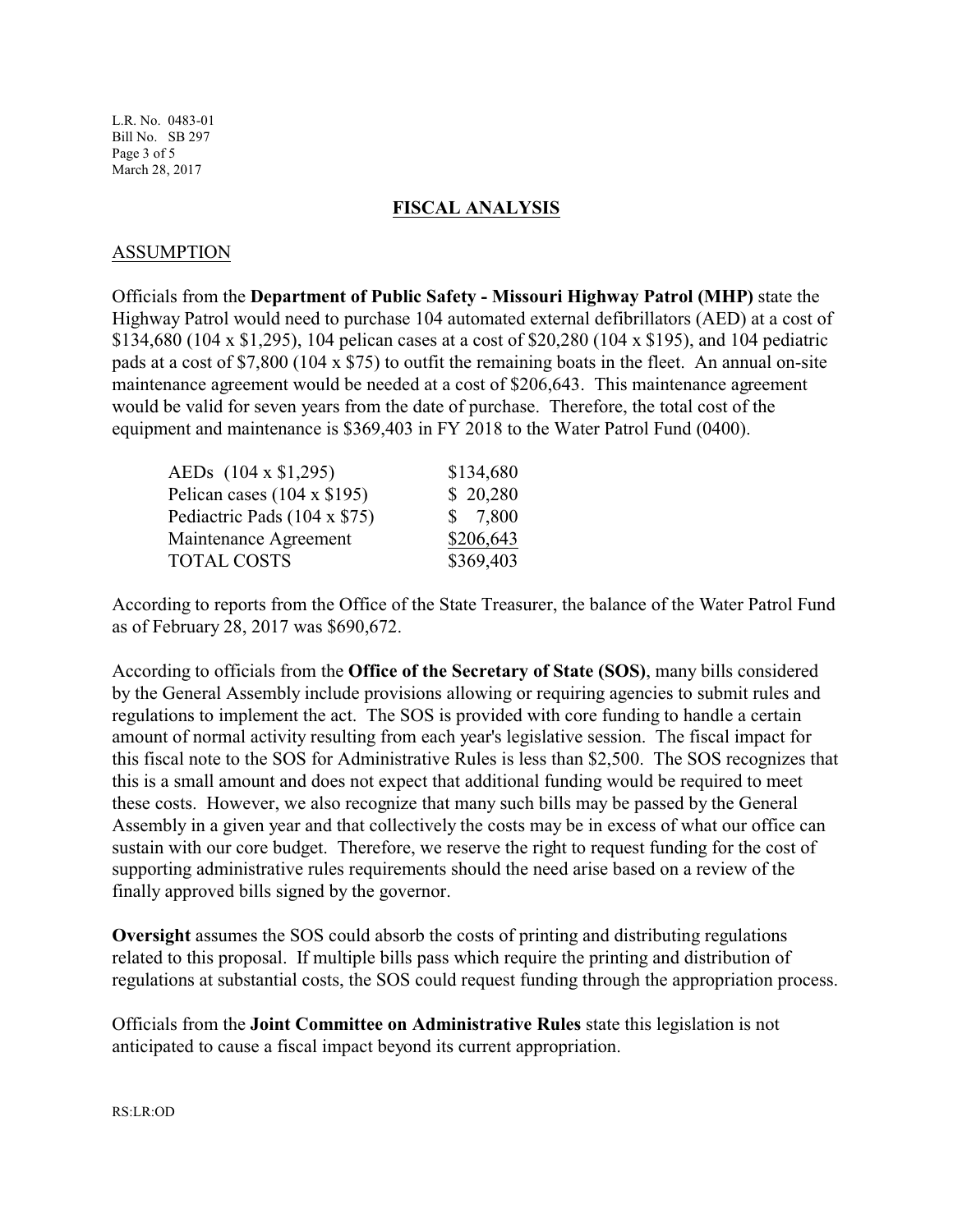## FISCAL ANALYSIS

### ASSUMPTION

Officials from the **Department of Public Safety - Missouri Highway Patrol (MHP)** state the Highway Patrol would need to purchase 104 automated external defibrillators (AED) at a cost of $134,680 (104 x $1,295), 104 pelican cases at a cost of $20,280 (104 x $195), and 104 pediatric pads at a cost of $7,800 (104 x $75) to outfit the remaining boats in the fleet. An annual on-site maintenance agreement would be needed at a cost of $206,643. This maintenance agreement would be valid for seven years from the date of purchase. Therefore, the total cost of the equipment and maintenance is $369,403 in FY 2018 to the Water Patrol Fund (0400).

| Item | Cost |
|---|---|
| AEDs (104 x $1,295) | $134,680 |
| Pelican cases (104 x $195) | $ 20,280 |
| Pediactric Pads (104 x $75) | $ 7,800 |
| Maintenance Agreement | $206,643 |
| TOTAL COSTS | $369,403 |

According to reports from the Office of the State Treasurer, the balance of the Water Patrol Fund as of February 28, 2017 was $690,672.

According to officials from the **Office of the Secretary of State (SOS)**, many bills considered by the General Assembly include provisions allowing or requiring agencies to submit rules and regulations to implement the act. The SOS is provided with core funding to handle a certain amount of normal activity resulting from each year's legislative session. The fiscal impact for this fiscal note to the SOS for Administrative Rules is less than $2,500. The SOS recognizes that this is a small amount and does not expect that additional funding would be required to meet these costs. However, we also recognize that many such bills may be passed by the General Assembly in a given year and that collectively the costs may be in excess of what our office can sustain with our core budget. Therefore, we reserve the right to request funding for the cost of supporting administrative rules requirements should the need arise based on a review of the finally approved bills signed by the governor.

**Oversight** assumes the SOS could absorb the costs of printing and distributing regulations related to this proposal. If multiple bills pass which require the printing and distribution of regulations at substantial costs, the SOS could request funding through the appropriation process.

Officials from the **Joint Committee on Administrative Rules** state this legislation is not anticipated to cause a fiscal impact beyond its current appropriation.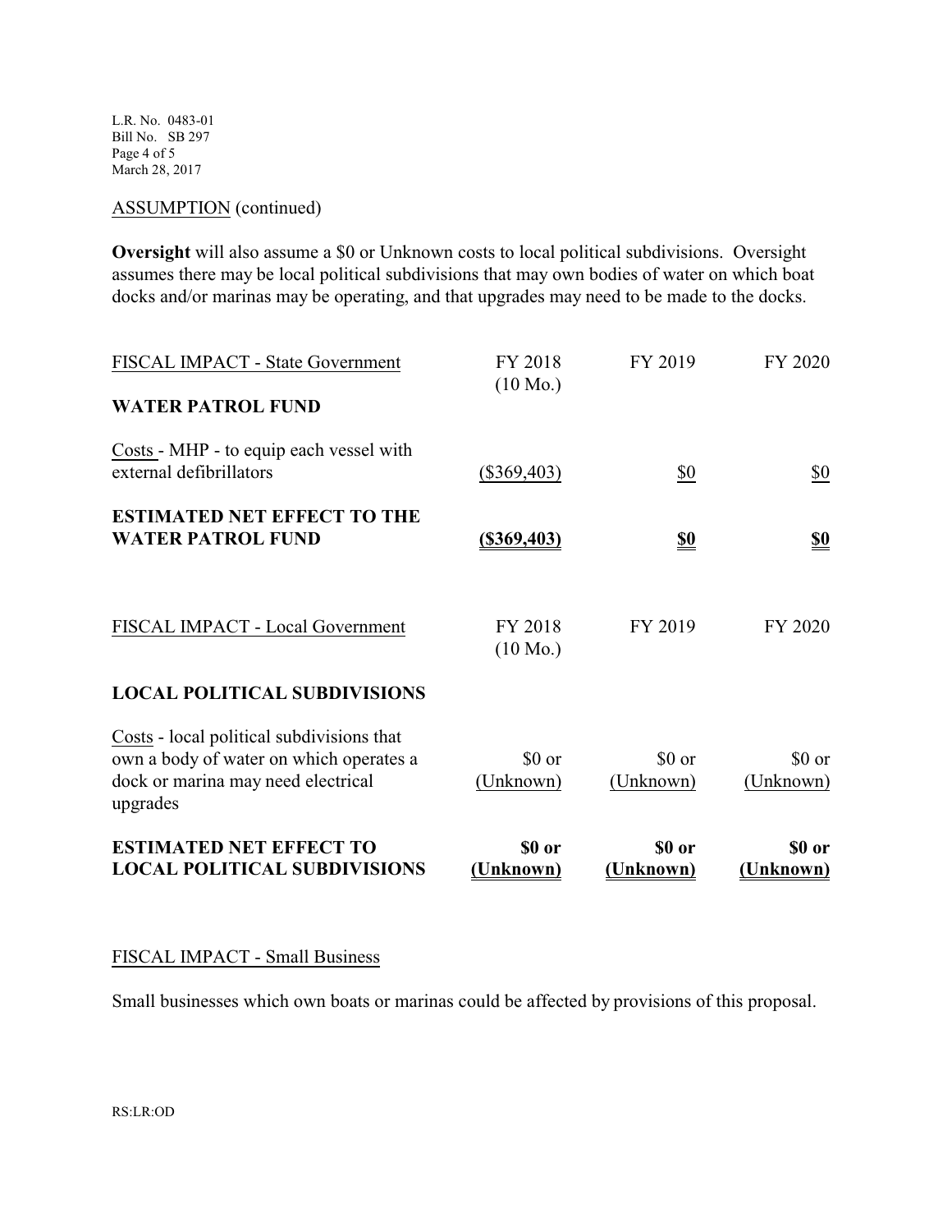ASSUMPTION (continued)

**Oversight** will also assume a $0 or Unknown costs to local political subdivisions. Oversight assumes there may be local political subdivisions that may own bodies of water on which boat docks and/or marinas may be operating, and that upgrades may need to be made to the docks.

| FISCAL IMPACT - State Government | FY 2018 (10 Mo.) | FY 2019 | FY 2020 |
|---|---|---|---|
| **WATER PATROL FUND** | | | |
| Costs - MHP - to equip each vessel with external defibrillators | ($369,403) | $0 | $0 |
| **ESTIMATED NET EFFECT TO THE WATER PATROL FUND** | **($369,403)** | **$0** | **$0** |

| FISCAL IMPACT - Local Government | FY 2018 (10 Mo.) | FY 2019 | FY 2020 |
|---|---|---|---|
| **LOCAL POLITICAL SUBDIVISIONS** | | | |
| Costs - local political subdivisions that own a body of water on which operates a dock or marina may need electrical upgrades | $0 or (Unknown) | $0 or (Unknown) | $0 or (Unknown) |
| **ESTIMATED NET EFFECT TO LOCAL POLITICAL SUBDIVISIONS** | **$0 or (Unknown)** | **$0 or (Unknown)** | **$0 or (Unknown)** |

FISCAL IMPACT - Small Business

Small businesses which own boats or marinas could be affected by provisions of this proposal.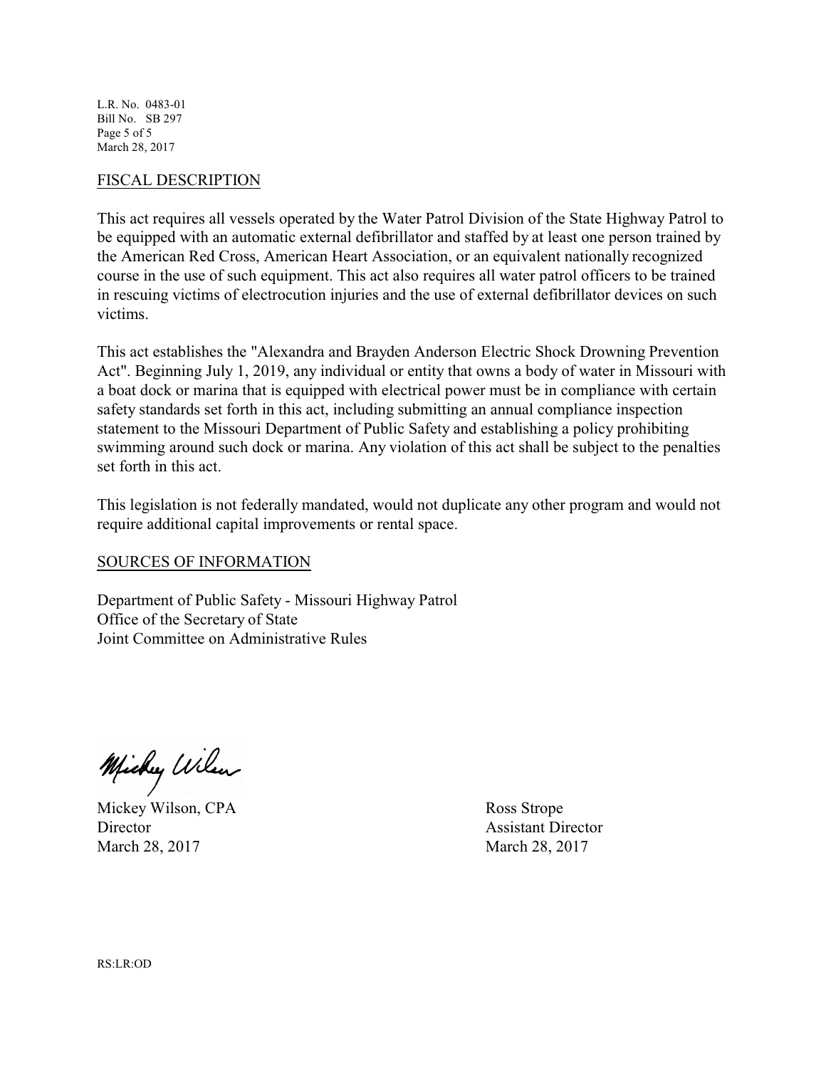## FISCAL DESCRIPTION

This act requires all vessels operated by the Water Patrol Division of the State Highway Patrol to be equipped with an automatic external defibrillator and staffed by at least one person trained by the American Red Cross, American Heart Association, or an equivalent nationally recognized course in the use of such equipment. This act also requires all water patrol officers to be trained in rescuing victims of electrocution injuries and the use of external defibrillator devices on such victims.

This act establishes the "Alexandra and Brayden Anderson Electric Shock Drowning Prevention Act". Beginning July 1, 2019, any individual or entity that owns a body of water in Missouri with a boat dock or marina that is equipped with electrical power must be in compliance with certain safety standards set forth in this act, including submitting an annual compliance inspection statement to the Missouri Department of Public Safety and establishing a policy prohibiting swimming around such dock or marina. Any violation of this act shall be subject to the penalties set forth in this act.

This legislation is not federally mandated, would not duplicate any other program and would not require additional capital improvements or rental space.

## SOURCES OF INFORMATION

Department of Public Safety - Missouri Highway Patrol
Office of the Secretary of State
Joint Committee on Administrative Rules

Mickey Wilson, CPA
Director
March 28, 2017

Ross Strope
Assistant Director
March 28, 2017

RS:LR:OD